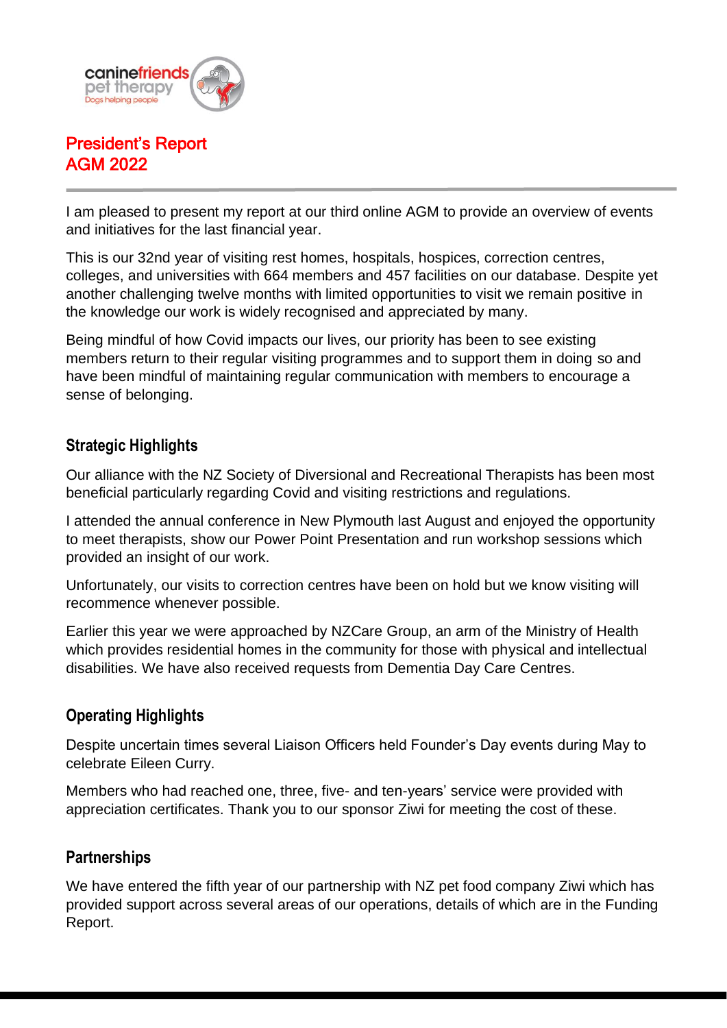caninefriends
pet therapy
Dogs helping people

# President's Report
# AGM 2022

I am pleased to present my report at our third online AGM to provide an overview of events and initiatives for the last financial year.

This is our 32nd year of visiting rest homes, hospitals, hospices, correction centres, colleges, and universities with 664 members and 457 facilities on our database. Despite yet another challenging twelve months with limited opportunities to visit we remain positive in the knowledge our work is widely recognised and appreciated by many.

Being mindful of how Covid impacts our lives, our priority has been to see existing members return to their regular visiting programmes and to support them in doing so and have been mindful of maintaining regular communication with members to encourage a sense of belonging.

## Strategic Highlights

Our alliance with the NZ Society of Diversional and Recreational Therapists has been most beneficial particularly regarding Covid and visiting restrictions and regulations.

I attended the annual conference in New Plymouth last August and enjoyed the opportunity to meet therapists, show our Power Point Presentation and run workshop sessions which provided an insight of our work.

Unfortunately, our visits to correction centres have been on hold but we know visiting will recommence whenever possible.

Earlier this year we were approached by NZCare Group, an arm of the Ministry of Health which provides residential homes in the community for those with physical and intellectual disabilities. We have also received requests from Dementia Day Care Centres.

## Operating Highlights

Despite uncertain times several Liaison Officers held Founder's Day events during May to celebrate Eileen Curry.

Members who had reached one, three, five- and ten-years' service were provided with appreciation certificates. Thank you to our sponsor Ziwi for meeting the cost of these.

## Partnerships

We have entered the fifth year of our partnership with NZ pet food company Ziwi which has provided support across several areas of our operations, details of which are in the Funding Report.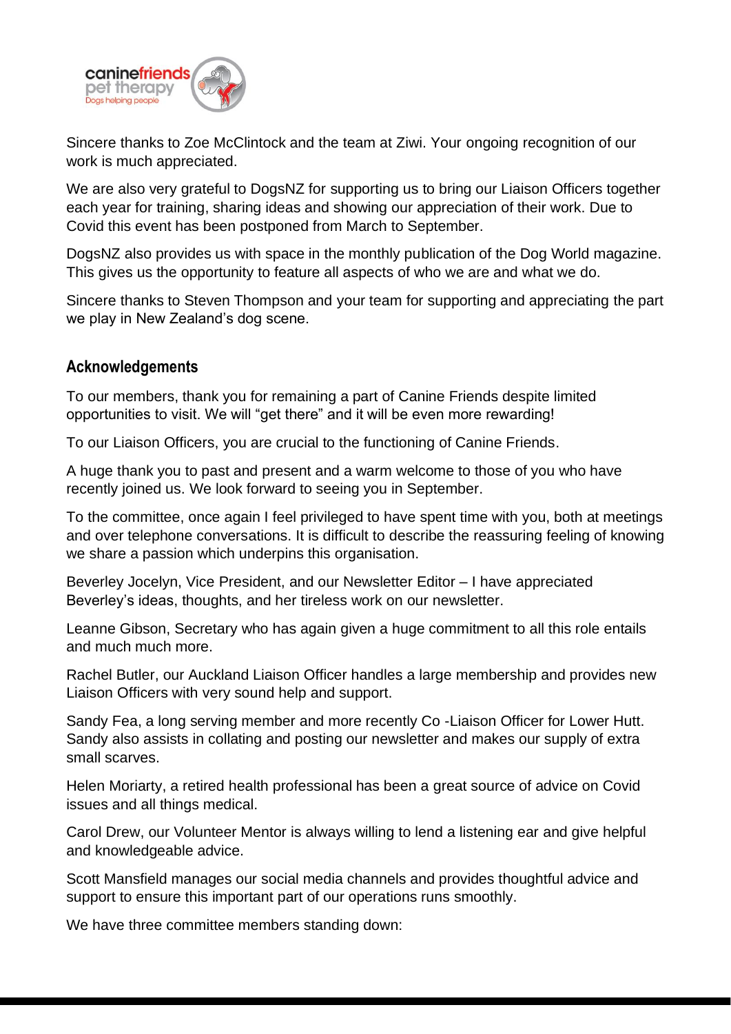Sincere thanks to Zoe McClintock and the team at Ziwi. Your ongoing recognition of our work is much appreciated.

We are also very grateful to DogsNZ for supporting us to bring our Liaison Officers together each year for training, sharing ideas and showing our appreciation of their work. Due to Covid this event has been postponed from March to September.

DogsNZ also provides us with space in the monthly publication of the Dog World magazine. This gives us the opportunity to feature all aspects of who we are and what we do.

Sincere thanks to Steven Thompson and your team for supporting and appreciating the part we play in New Zealand's dog scene.

## Acknowledgements

To our members, thank you for remaining a part of Canine Friends despite limited opportunities to visit. We will "get there" and it will be even more rewarding!

To our Liaison Officers, you are crucial to the functioning of Canine Friends.

A huge thank you to past and present and a warm welcome to those of you who have recently joined us. We look forward to seeing you in September.

To the committee, once again I feel privileged to have spent time with you, both at meetings and over telephone conversations. It is difficult to describe the reassuring feeling of knowing we share a passion which underpins this organisation.

Beverley Jocelyn, Vice President, and our Newsletter Editor – I have appreciated Beverley's ideas, thoughts, and her tireless work on our newsletter.

Leanne Gibson, Secretary who has again given a huge commitment to all this role entails and much much more.

Rachel Butler, our Auckland Liaison Officer handles a large membership and provides new Liaison Officers with very sound help and support.

Sandy Fea, a long serving member and more recently Co -Liaison Officer for Lower Hutt. Sandy also assists in collating and posting our newsletter and makes our supply of extra small scarves.

Helen Moriarty, a retired health professional has been a great source of advice on Covid issues and all things medical.

Carol Drew, our Volunteer Mentor is always willing to lend a listening ear and give helpful and knowledgeable advice.

Scott Mansfield manages our social media channels and provides thoughtful advice and support to ensure this important part of our operations runs smoothly.

We have three committee members standing down: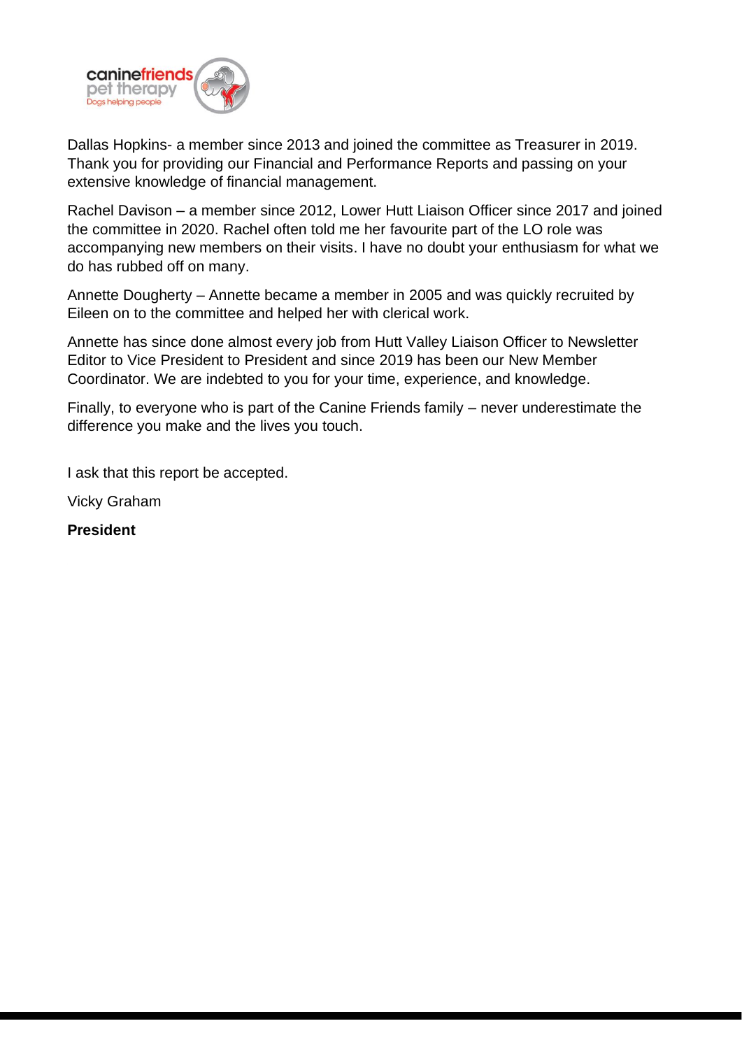Dallas Hopkins- a member since 2013 and joined the committee as Treasurer in 2019. Thank you for providing our Financial and Performance Reports and passing on your extensive knowledge of financial management.

Rachel Davison – a member since 2012, Lower Hutt Liaison Officer since 2017 and joined the committee in 2020. Rachel often told me her favourite part of the LO role was accompanying new members on their visits. I have no doubt your enthusiasm for what we do has rubbed off on many.

Annette Dougherty – Annette became a member in 2005 and was quickly recruited by Eileen on to the committee and helped her with clerical work.

Annette has since done almost every job from Hutt Valley Liaison Officer to Newsletter Editor to Vice President to President and since 2019 has been our New Member Coordinator. We are indebted to you for your time, experience, and knowledge.

Finally, to everyone who is part of the Canine Friends family – never underestimate the difference you make and the lives you touch.

I ask that this report be accepted.

Vicky Graham

**President**